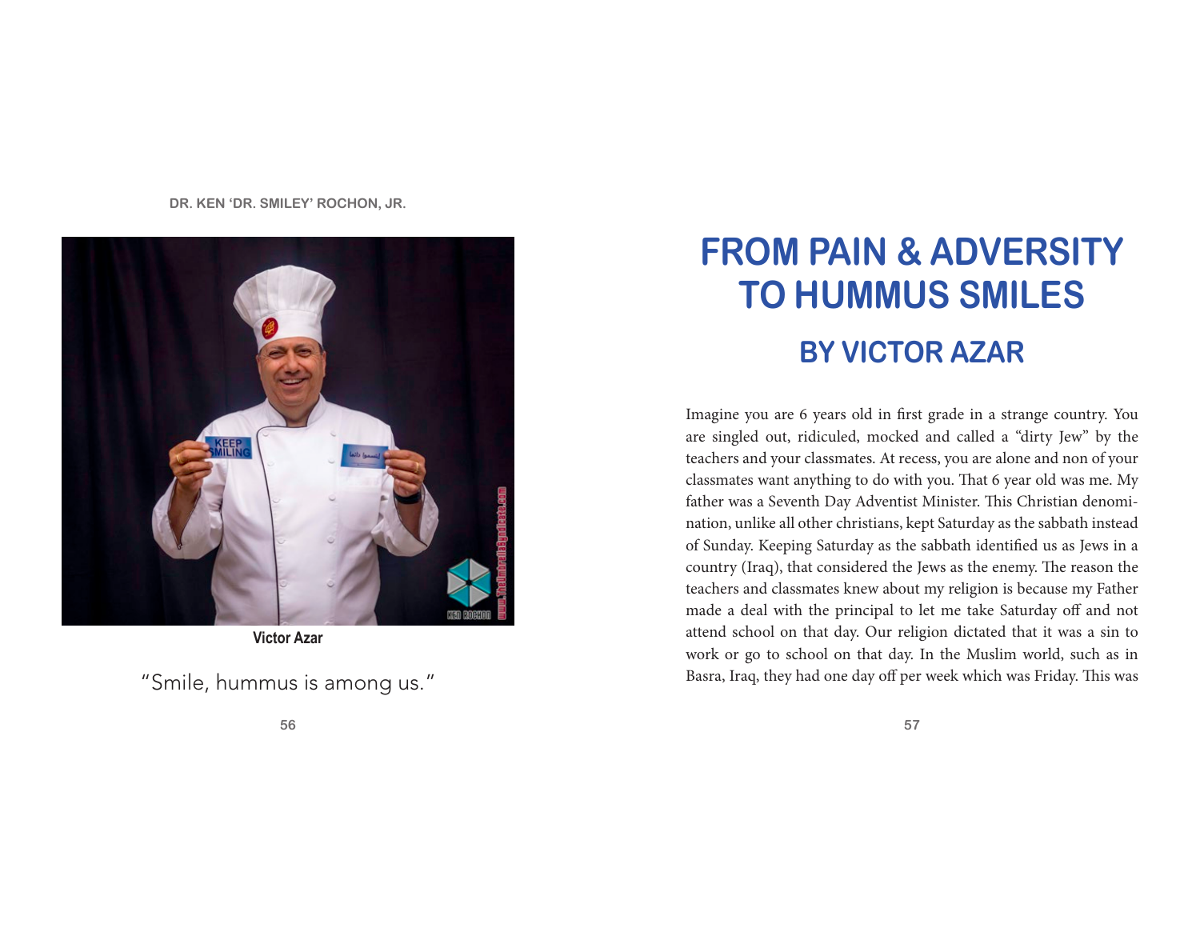Victor Azar

"Smile, hummus is among us."

# FROM PAIN & ADVERSITY TO HUMMUS SMILES

## BY VICTOR AZAR

Imagine you are 6 years old in first grade in a strange country. You are singled out, ridiculed, mocked and called a "dirty Jew" by the teachers and your classmates. At recess, you are alone and non of your classmates want anything to do with you. That 6 year old was me. My father was a Seventh Day Adventist Minister. This Christian denomination, unlike all other christians, kept Saturday as the sabbath instead of Sunday. Keeping Saturday as the sabbath identified us as Jews in a country (Iraq), that considered the Jews as the enemy. The reason the teachers and classmates knew about my religion is because my Father made a deal with the principal to let me take Saturday off and not attend school on that day. Our religion dictated that it was a sin to work or go to school on that day. In the Muslim world, such as in Basra, Iraq, they had one day off per week which was Friday. This was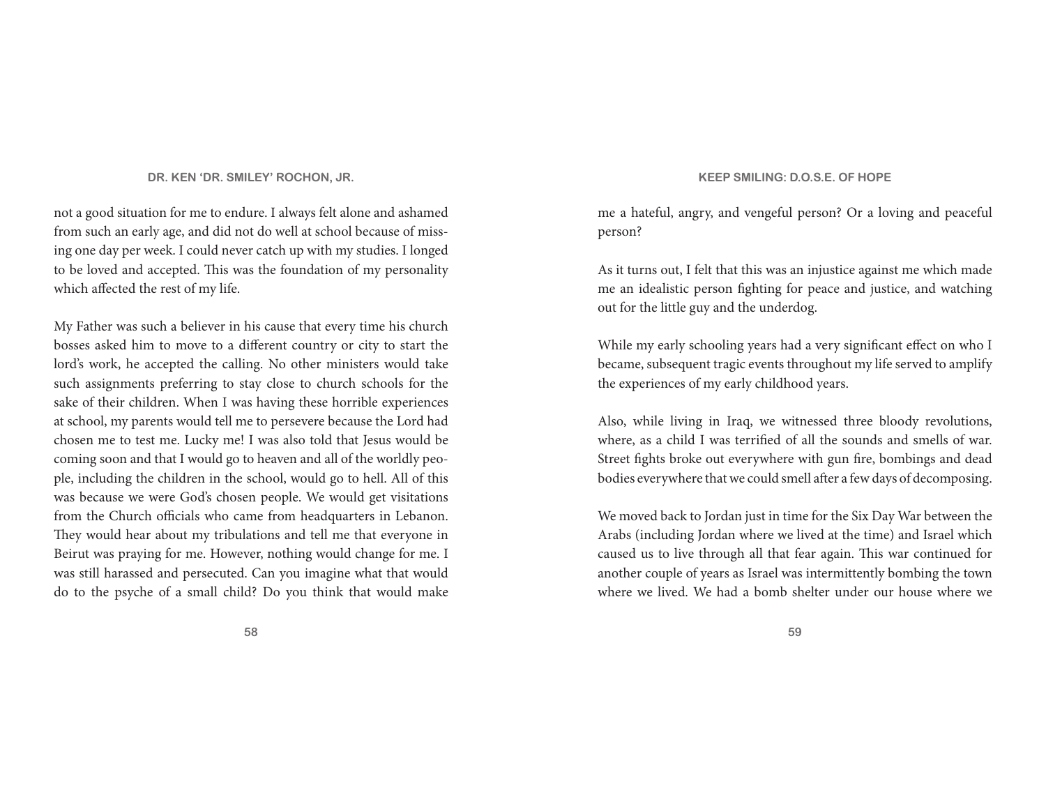not a good situation for me to endure. I always felt alone and ashamed from such an early age, and did not do well at school because of missing one day per week. I could never catch up with my studies. I longed to be loved and accepted. This was the foundation of my personality which affected the rest of my life.

My Father was such a believer in his cause that every time his church bosses asked him to move to a different country or city to start the lord's work, he accepted the calling. No other ministers would take such assignments preferring to stay close to church schools for the sake of their children. When I was having these horrible experiences at school, my parents would tell me to persevere because the Lord had chosen me to test me. Lucky me! I was also told that Jesus would be coming soon and that I would go to heaven and all of the worldly people, including the children in the school, would go to hell. All of this was because we were God's chosen people. We would get visitations from the Church officials who came from headquarters in Lebanon. They would hear about my tribulations and tell me that everyone in Beirut was praying for me. However, nothing would change for me. I was still harassed and persecuted. Can you imagine what that would do to the psyche of a small child? Do you think that would make me a hateful, angry, and vengeful person? Or a loving and peaceful person?

As it turns out, I felt that this was an injustice against me which made me an idealistic person fighting for peace and justice, and watching out for the little guy and the underdog.

While my early schooling years had a very significant effect on who I became, subsequent tragic events throughout my life served to amplify the experiences of my early childhood years.

Also, while living in Iraq, we witnessed three bloody revolutions, where, as a child I was terrified of all the sounds and smells of war. Street fights broke out everywhere with gun fire, bombings and dead bodies everywhere that we could smell after a few days of decomposing.

We moved back to Jordan just in time for the Six Day War between the Arabs (including Jordan where we lived at the time) and Israel which caused us to live through all that fear again. This war continued for another couple of years as Israel was intermittently bombing the town where we lived. We had a bomb shelter under our house where we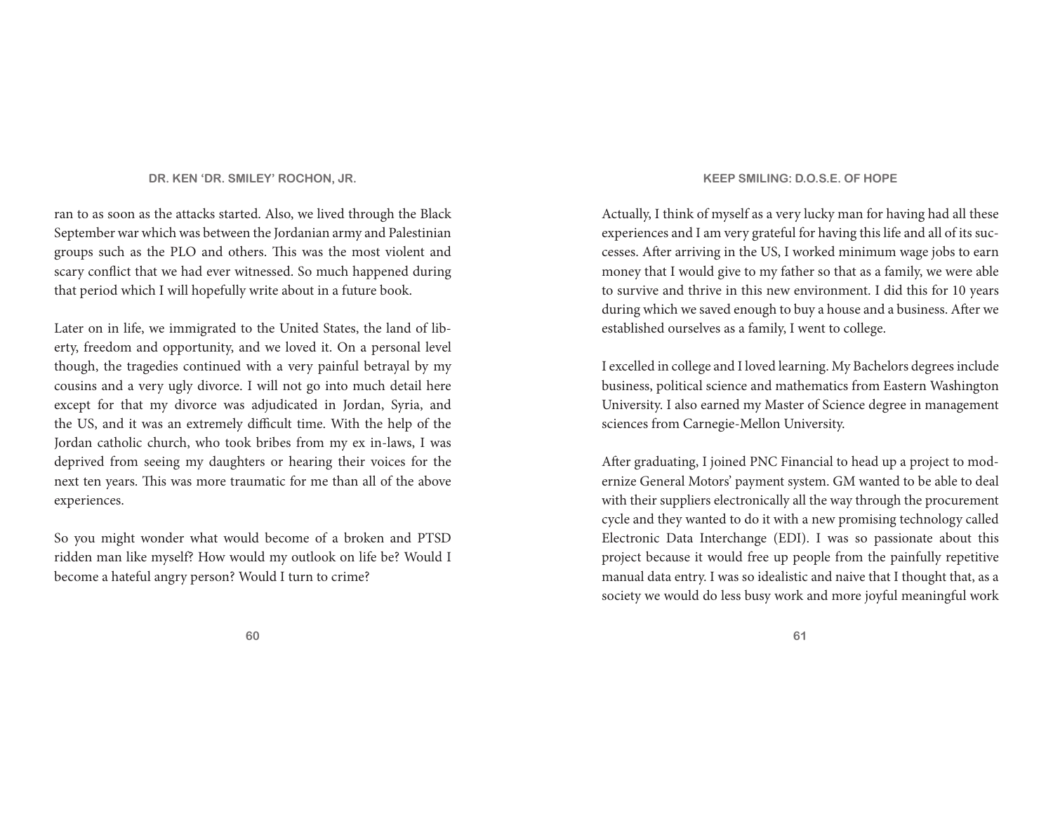ran to as soon as the attacks started. Also, we lived through the Black September war which was between the Jordanian army and Palestinian groups such as the PLO and others. This was the most violent and scary conflict that we had ever witnessed. So much happened during that period which I will hopefully write about in a future book.

Later on in life, we immigrated to the United States, the land of liberty, freedom and opportunity, and we loved it. On a personal level though, the tragedies continued with a very painful betrayal by my cousins and a very ugly divorce. I will not go into much detail here except for that my divorce was adjudicated in Jordan, Syria, and the US, and it was an extremely difficult time. With the help of the Jordan catholic church, who took bribes from my ex in-laws, I was deprived from seeing my daughters or hearing their voices for the next ten years. This was more traumatic for me than all of the above experiences.

So you might wonder what would become of a broken and PTSD ridden man like myself? How would my outlook on life be? Would I become a hateful angry person? Would I turn to crime?

Actually, I think of myself as a very lucky man for having had all these experiences and I am very grateful for having this life and all of its successes. After arriving in the US, I worked minimum wage jobs to earn money that I would give to my father so that as a family, we were able to survive and thrive in this new environment. I did this for 10 years during which we saved enough to buy a house and a business. After we established ourselves as a family, I went to college.

I excelled in college and I loved learning. My Bachelors degrees include business, political science and mathematics from Eastern Washington University. I also earned my Master of Science degree in management sciences from Carnegie-Mellon University.

After graduating, I joined PNC Financial to head up a project to modernize General Motors' payment system. GM wanted to be able to deal with their suppliers electronically all the way through the procurement cycle and they wanted to do it with a new promising technology called Electronic Data Interchange (EDI). I was so passionate about this project because it would free up people from the painfully repetitive manual data entry. I was so idealistic and naive that I thought that, as a society we would do less busy work and more joyful meaningful work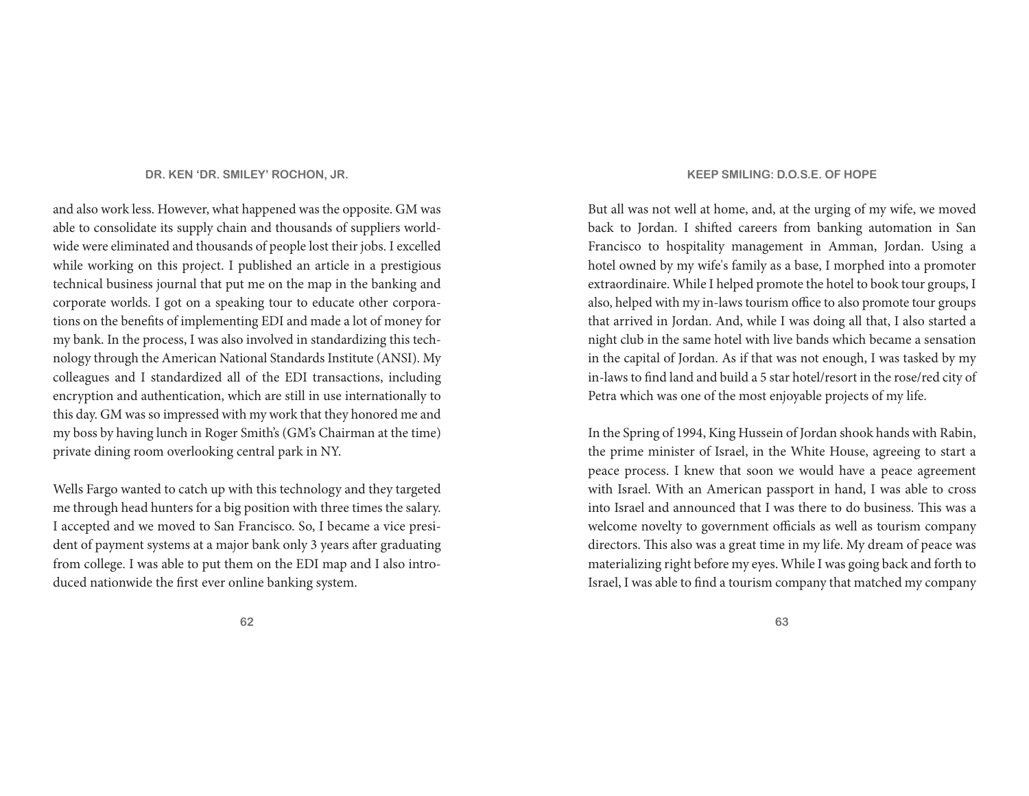and also work less. However, what happened was the opposite. GM was able to consolidate its supply chain and thousands of suppliers worldwide were eliminated and thousands of people lost their jobs. I excelled while working on this project. I published an article in a prestigious technical business journal that put me on the map in the banking and corporate worlds. I got on a speaking tour to educate other corporations on the benefits of implementing EDI and made a lot of money for my bank. In the process, I was also involved in standardizing this technology through the American National Standards Institute (ANSI). My colleagues and I standardized all of the EDI transactions, including encryption and authentication, which are still in use internationally to this day. GM was so impressed with my work that they honored me and my boss by having lunch in Roger Smith's (GM's Chairman at the time) private dining room overlooking central park in NY.

Wells Fargo wanted to catch up with this technology and they targeted me through head hunters for a big position with three times the salary. I accepted and we moved to San Francisco. So, I became a vice president of payment systems at a major bank only 3 years after graduating from college. I was able to put them on the EDI map and I also introduced nationwide the first ever online banking system.

But all was not well at home, and, at the urging of my wife, we moved back to Jordan. I shifted careers from banking automation in San Francisco to hospitality management in Amman, Jordan. Using a hotel owned by my wife's family as a base, I morphed into a promoter extraordinaire. While I helped promote the hotel to book tour groups, I also, helped with my in-laws tourism office to also promote tour groups that arrived in Jordan. And, while I was doing all that, I also started a night club in the same hotel with live bands which became a sensation in the capital of Jordan. As if that was not enough, I was tasked by my in-laws to find land and build a 5 star hotel/resort in the rose/red city of Petra which was one of the most enjoyable projects of my life.

In the Spring of 1994, King Hussein of Jordan shook hands with Rabin, the prime minister of Israel, in the White House, agreeing to start a peace process. I knew that soon we would have a peace agreement with Israel. With an American passport in hand, I was able to cross into Israel and announced that I was there to do business. This was a welcome novelty to government officials as well as tourism company directors. This also was a great time in my life. My dream of peace was materializing right before my eyes. While I was going back and forth to Israel, I was able to find a tourism company that matched my company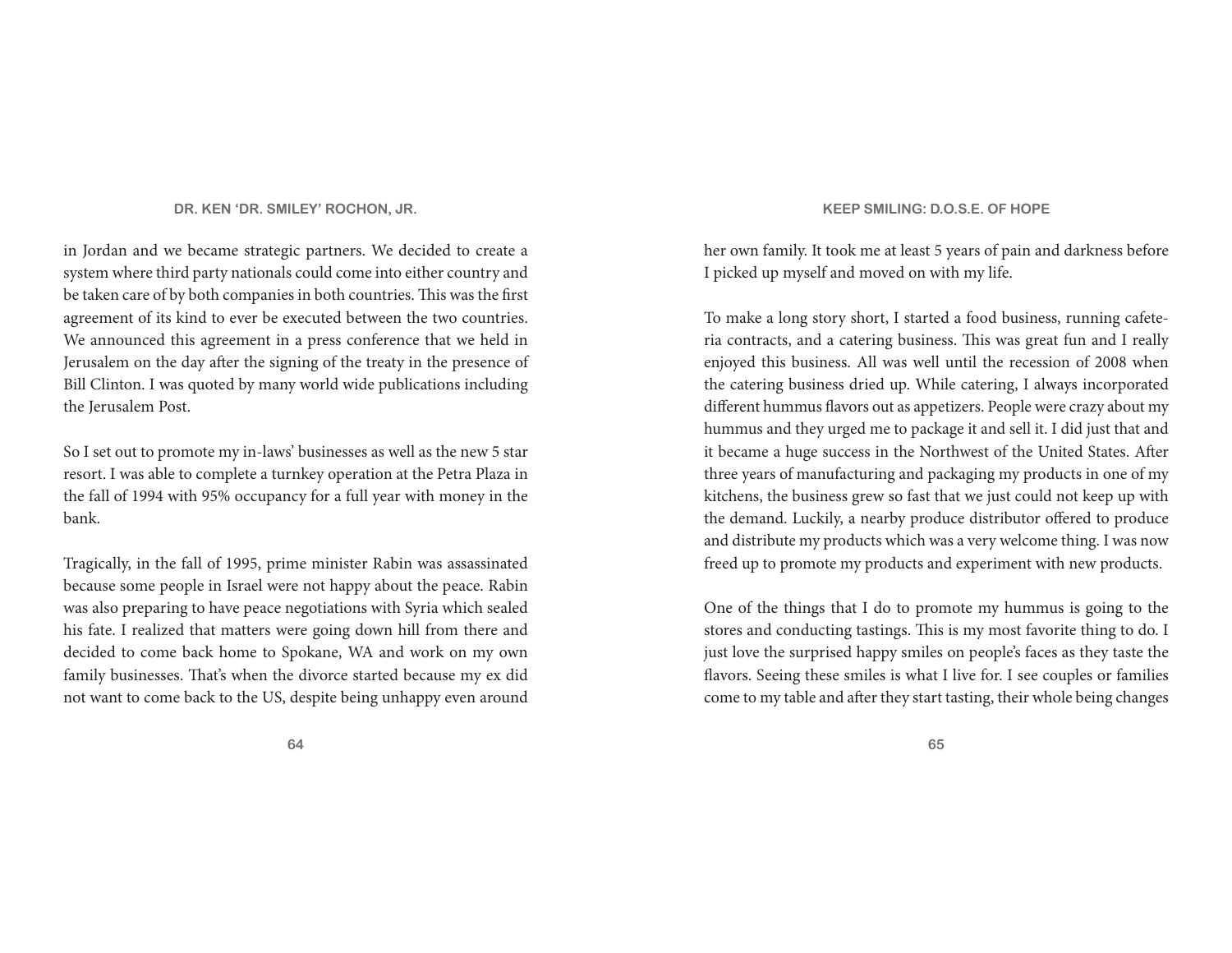in Jordan and we became strategic partners. We decided to create a system where third party nationals could come into either country and be taken care of by both companies in both countries. This was the first agreement of its kind to ever be executed between the two countries. We announced this agreement in a press conference that we held in Jerusalem on the day after the signing of the treaty in the presence of Bill Clinton. I was quoted by many world wide publications including the Jerusalem Post.

So I set out to promote my in-laws' businesses as well as the new 5 star resort. I was able to complete a turnkey operation at the Petra Plaza in the fall of 1994 with 95% occupancy for a full year with money in the bank.

Tragically, in the fall of 1995, prime minister Rabin was assassinated because some people in Israel were not happy about the peace. Rabin was also preparing to have peace negotiations with Syria which sealed his fate. I realized that matters were going down hill from there and decided to come back home to Spokane, WA and work on my own family businesses. That's when the divorce started because my ex did not want to come back to the US, despite being unhappy even around her own family. It took me at least 5 years of pain and darkness before I picked up myself and moved on with my life.

To make a long story short, I started a food business, running cafeteria contracts, and a catering business. This was great fun and I really enjoyed this business. All was well until the recession of 2008 when the catering business dried up. While catering, I always incorporated different hummus flavors out as appetizers. People were crazy about my hummus and they urged me to package it and sell it. I did just that and it became a huge success in the Northwest of the United States. After three years of manufacturing and packaging my products in one of my kitchens, the business grew so fast that we just could not keep up with the demand. Luckily, a nearby produce distributor offered to produce and distribute my products which was a very welcome thing. I was now freed up to promote my products and experiment with new products.

One of the things that I do to promote my hummus is going to the stores and conducting tastings. This is my most favorite thing to do. I just love the surprised happy smiles on people's faces as they taste the flavors. Seeing these smiles is what I live for. I see couples or families come to my table and after they start tasting, their whole being changes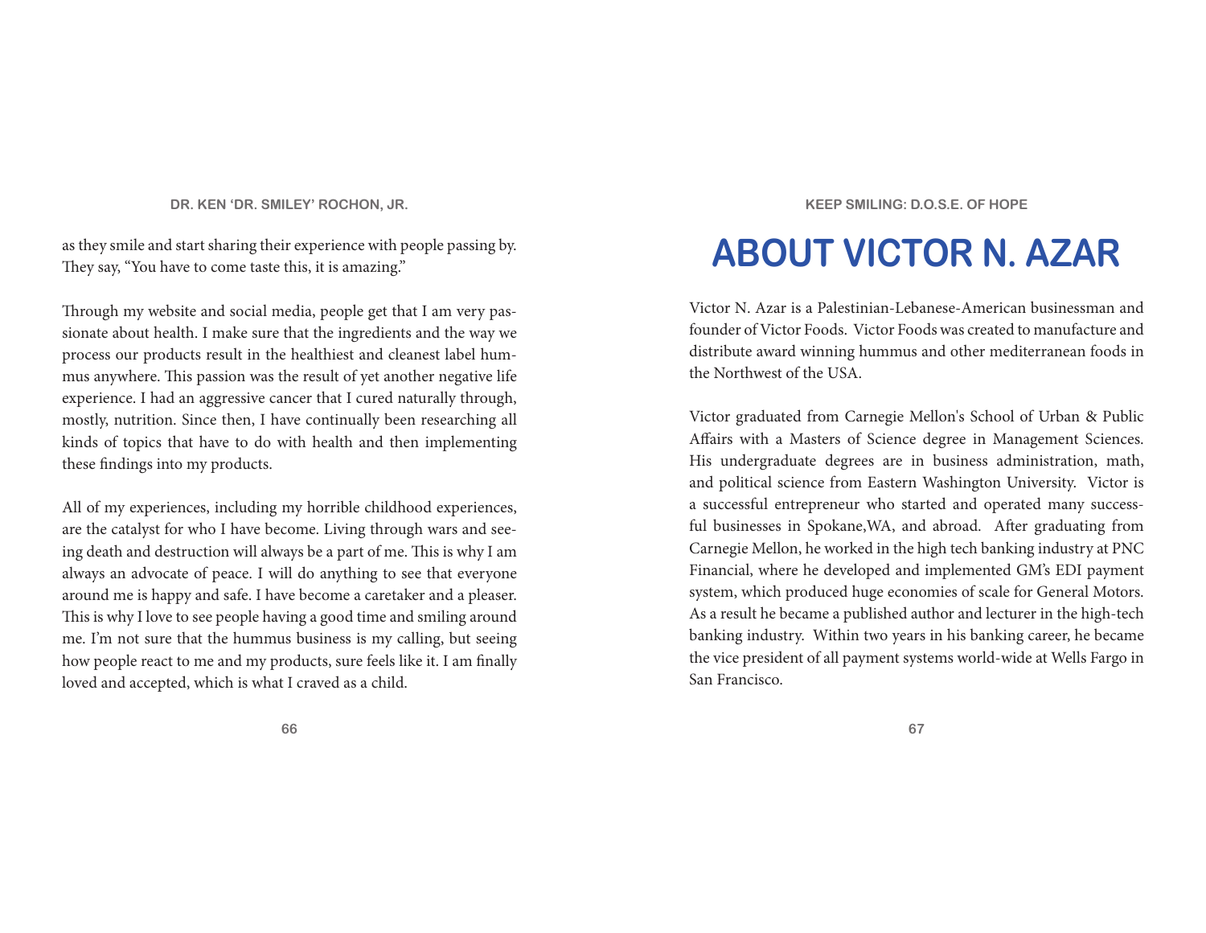as they smile and start sharing their experience with people passing by. They say, "You have to come taste this, it is amazing."

Through my website and social media, people get that I am very passionate about health. I make sure that the ingredients and the way we process our products result in the healthiest and cleanest label hummus anywhere. This passion was the result of yet another negative life experience. I had an aggressive cancer that I cured naturally through, mostly, nutrition. Since then, I have continually been researching all kinds of topics that have to do with health and then implementing these findings into my products.

All of my experiences, including my horrible childhood experiences, are the catalyst for who I have become. Living through wars and seeing death and destruction will always be a part of me. This is why I am always an advocate of peace. I will do anything to see that everyone around me is happy and safe. I have become a caretaker and a pleaser. This is why I love to see people having a good time and smiling around me. I'm not sure that the hummus business is my calling, but seeing how people react to me and my products, sure feels like it. I am finally loved and accepted, which is what I craved as a child.

# ABOUT VICTOR N. AZAR

Victor N. Azar is a Palestinian-Lebanese-American businessman and founder of Victor Foods. Victor Foods was created to manufacture and distribute award winning hummus and other mediterranean foods in the Northwest of the USA.

Victor graduated from Carnegie Mellon's School of Urban & Public Affairs with a Masters of Science degree in Management Sciences. His undergraduate degrees are in business administration, math, and political science from Eastern Washington University. Victor is a successful entrepreneur who started and operated many successful businesses in Spokane,WA, and abroad. After graduating from Carnegie Mellon, he worked in the high tech banking industry at PNC Financial, where he developed and implemented GM's EDI payment system, which produced huge economies of scale for General Motors. As a result he became a published author and lecturer in the high-tech banking industry. Within two years in his banking career, he became the vice president of all payment systems world-wide at Wells Fargo in San Francisco.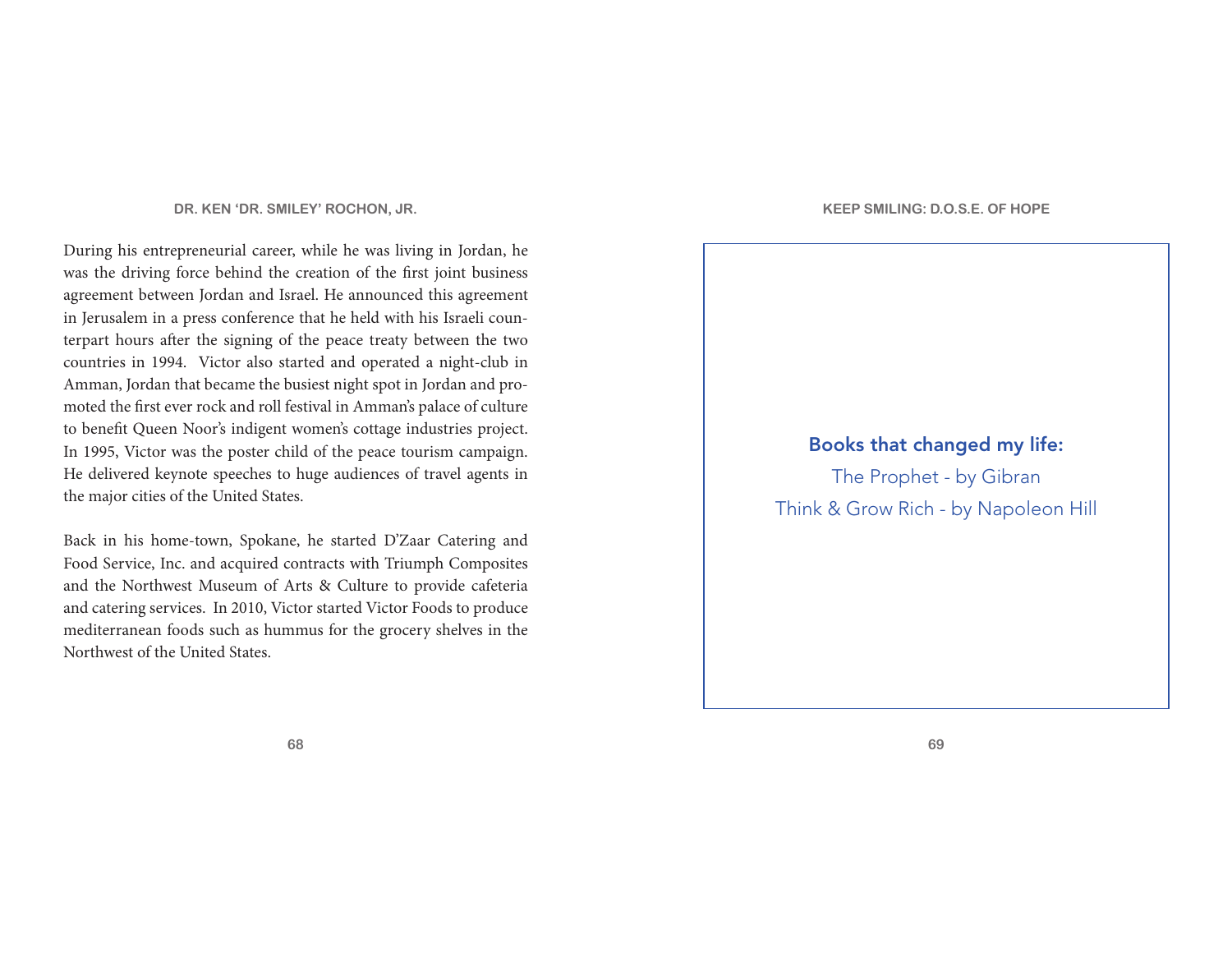During his entrepreneurial career, while he was living in Jordan, he was the driving force behind the creation of the first joint business agreement between Jordan and Israel. He announced this agreement in Jerusalem in a press conference that he held with his Israeli counterpart hours after the signing of the peace treaty between the two countries in 1994. Victor also started and operated a night-club in Amman, Jordan that became the busiest night spot in Jordan and promoted the first ever rock and roll festival in Amman's palace of culture to benefit Queen Noor's indigent women's cottage industries project. In 1995, Victor was the poster child of the peace tourism campaign. He delivered keynote speeches to huge audiences of travel agents in the major cities of the United States.

Back in his home-town, Spokane, he started D'Zaar Catering and Food Service, Inc. and acquired contracts with Triumph Composites and the Northwest Museum of Arts & Culture to provide cafeteria and catering services. In 2010, Victor started Victor Foods to produce mediterranean foods such as hummus for the grocery shelves in the Northwest of the United States.

**Books that changed my life:**

The Prophet - by Gibran

Think & Grow Rich - by Napoleon Hill